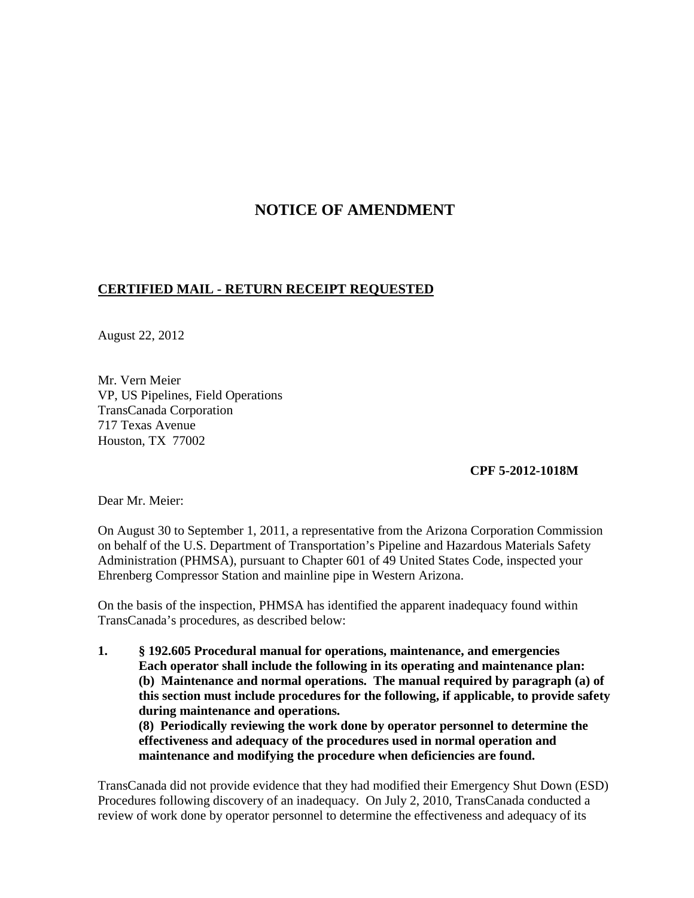# NOTICE OF AMENDMENT

**CERTIFIED MAIL - RETURN RECEIPT REQUESTED**

August 22, 2012

Mr. Vern Meier
VP, US Pipelines, Field Operations
TransCanada Corporation
717 Texas Avenue
Houston, TX 77002

**CPF 5-2012-1018M**

Dear Mr. Meier:

On August 30 to September 1, 2011, a representative from the Arizona Corporation Commission on behalf of the U.S. Department of Transportation's Pipeline and Hazardous Materials Safety Administration (PHMSA), pursuant to Chapter 601 of 49 United States Code, inspected your Ehrenberg Compressor Station and mainline pipe in Western Arizona.

On the basis of the inspection, PHMSA has identified the apparent inadequacy found within TransCanada's procedures, as described below:

1. **§ 192.605 Procedural manual for operations, maintenance, and emergencies**
   **Each operator shall include the following in its operating and maintenance plan:**
   **(b) Maintenance and normal operations. The manual required by paragraph (a) of this section must include procedures for the following, if applicable, to provide safety during maintenance and operations.**
   **(8) Periodically reviewing the work done by operator personnel to determine the effectiveness and adequacy of the procedures used in normal operation and maintenance and modifying the procedure when deficiencies are found.**

TransCanada did not provide evidence that they had modified their Emergency Shut Down (ESD) Procedures following discovery of an inadequacy. On July 2, 2010, TransCanada conducted a review of work done by operator personnel to determine the effectiveness and adequacy of its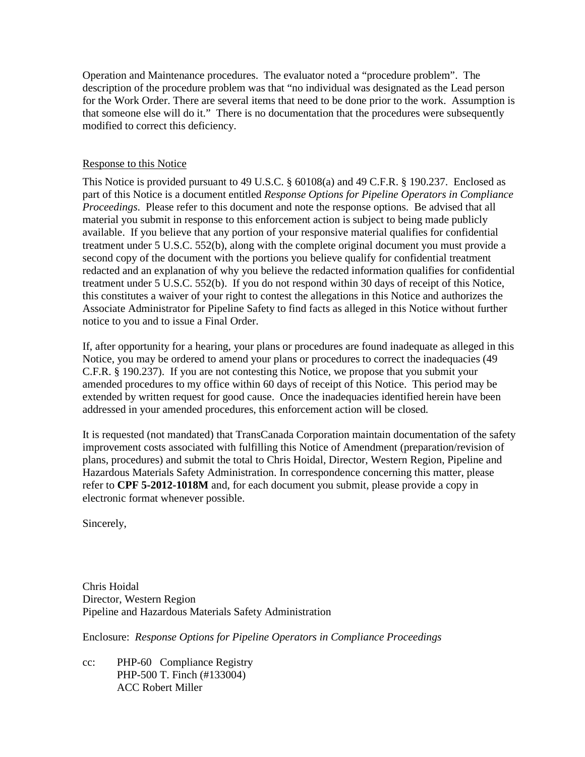Operation and Maintenance procedures. The evaluator noted a "procedure problem". The description of the procedure problem was that "no individual was designated as the Lead person for the Work Order. There are several items that need to be done prior to the work. Assumption is that someone else will do it." There is no documentation that the procedures were subsequently modified to correct this deficiency.

<u>Response to this Notice</u>

This Notice is provided pursuant to 49 U.S.C. § 60108(a) and 49 C.F.R. § 190.237. Enclosed as part of this Notice is a document entitled *Response Options for Pipeline Operators in Compliance Proceedings*. Please refer to this document and note the response options. Be advised that all material you submit in response to this enforcement action is subject to being made publicly available. If you believe that any portion of your responsive material qualifies for confidential treatment under 5 U.S.C. 552(b), along with the complete original document you must provide a second copy of the document with the portions you believe qualify for confidential treatment redacted and an explanation of why you believe the redacted information qualifies for confidential treatment under 5 U.S.C. 552(b). If you do not respond within 30 days of receipt of this Notice, this constitutes a waiver of your right to contest the allegations in this Notice and authorizes the Associate Administrator for Pipeline Safety to find facts as alleged in this Notice without further notice to you and to issue a Final Order.

If, after opportunity for a hearing, your plans or procedures are found inadequate as alleged in this Notice, you may be ordered to amend your plans or procedures to correct the inadequacies (49 C.F.R. § 190.237). If you are not contesting this Notice, we propose that you submit your amended procedures to my office within 60 days of receipt of this Notice. This period may be extended by written request for good cause. Once the inadequacies identified herein have been addressed in your amended procedures, this enforcement action will be closed.

It is requested (not mandated) that TransCanada Corporation maintain documentation of the safety improvement costs associated with fulfilling this Notice of Amendment (preparation/revision of plans, procedures) and submit the total to Chris Hoidal, Director, Western Region, Pipeline and Hazardous Materials Safety Administration. In correspondence concerning this matter, please refer to **CPF 5-2012-1018M** and, for each document you submit, please provide a copy in electronic format whenever possible.

Sincerely,

Chris Hoidal
Director, Western Region
Pipeline and Hazardous Materials Safety Administration

Enclosure: *Response Options for Pipeline Operators in Compliance Proceedings*

cc: PHP-60 Compliance Registry
PHP-500 T. Finch (#133004)
ACC Robert Miller